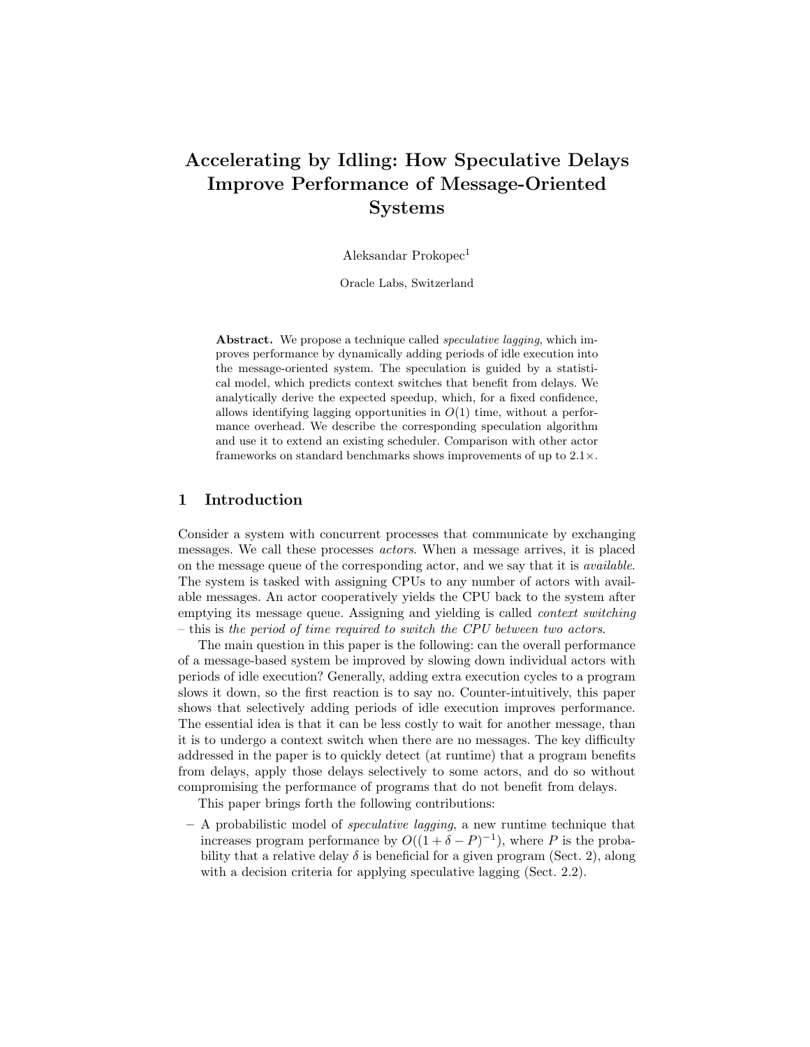# Accelerating by Idling: How Speculative Delays Improve Performance of Message-Oriented Systems

Aleksandar Prokopec[1]

Oracle Labs, Switzerland

**Abstract.** We propose a technique called *speculative lagging*, which improves performance by dynamically adding periods of idle execution into the message-oriented system. The speculation is guided by a statistical model, which predicts context switches that benefit from delays. We analytically derive the expected speedup, which, for a fixed confidence, allows identifying lagging opportunities in $O(1)$ time, without a performance overhead. We describe the corresponding speculation algorithm and use it to extend an existing scheduler. Comparison with other actor frameworks on standard benchmarks shows improvements of up to 2.1×.

## 1 Introduction

Consider a system with concurrent processes that communicate by exchanging messages. We call these processes *actors*. When a message arrives, it is placed on the message queue of the corresponding actor, and we say that it is *available*. The system is tasked with assigning CPUs to any number of actors with available messages. An actor cooperatively yields the CPU back to the system after emptying its message queue. Assigning and yielding is called *context switching* – this is *the period of time required to switch the CPU between two actors*.

The main question in this paper is the following: can the overall performance of a message-based system be improved by slowing down individual actors with periods of idle execution? Generally, adding extra execution cycles to a program slows it down, so the first reaction is to say no. Counter-intuitively, this paper shows that selectively adding periods of idle execution improves performance. The essential idea is that it can be less costly to wait for another message, than it is to undergo a context switch when there are no messages. The key difficulty addressed in the paper is to quickly detect (at runtime) that a program benefits from delays, apply those delays selectively to some actors, and do so without compromising the performance of programs that do not benefit from delays.

This paper brings forth the following contributions:

– A probabilistic model of *speculative lagging*, a new runtime technique that increases program performance by $O((1 + \delta - P)^{-1})$, where $P$ is the probability that a relative delay $\delta$ is beneficial for a given program (Sect. 2), along with a decision criteria for applying speculative lagging (Sect. 2.2).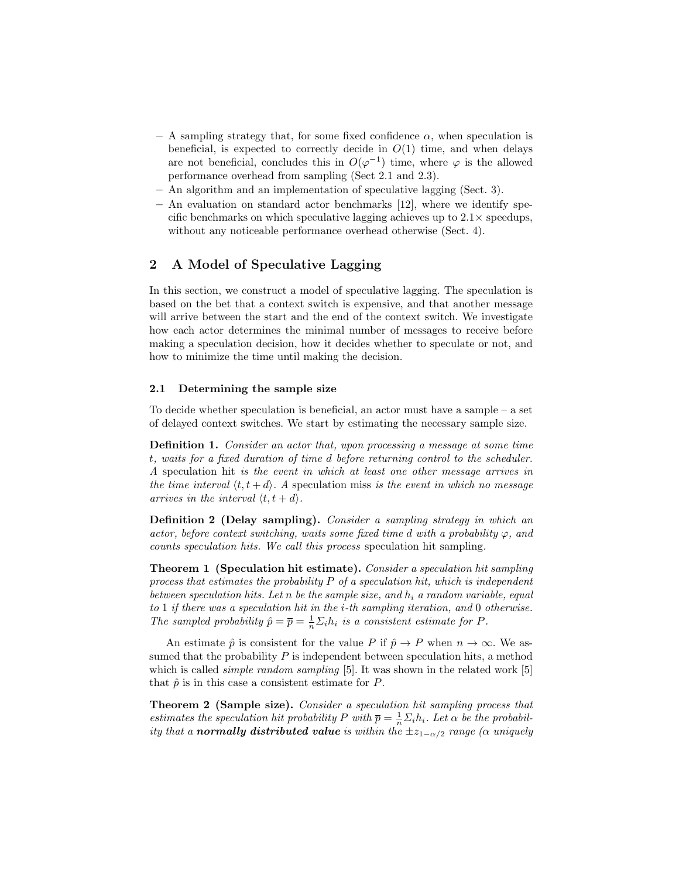- A sampling strategy that, for some fixed confidence $\alpha$, when speculation is beneficial, is expected to correctly decide in $O(1)$ time, and when delays are not beneficial, concludes this in $O(\varphi^{-1})$ time, where $\varphi$ is the allowed performance overhead from sampling (Sect 2.1 and 2.3).
- An algorithm and an implementation of speculative lagging (Sect. 3).
- An evaluation on standard actor benchmarks [12], where we identify specific benchmarks on which speculative lagging achieves up to 2.1× speedups, without any noticeable performance overhead otherwise (Sect. 4).

## 2 A Model of Speculative Lagging

In this section, we construct a model of speculative lagging. The speculation is based on the bet that a context switch is expensive, and that another message will arrive between the start and the end of the context switch. We investigate how each actor determines the minimal number of messages to receive before making a speculation decision, how it decides whether to speculate or not, and how to minimize the time until making the decision.

### 2.1 Determining the sample size

To decide whether speculation is beneficial, an actor must have a sample – a set of delayed context switches. We start by estimating the necessary sample size.

**Definition 1.** *Consider an actor that, upon processing a message at some time $t$, waits for a fixed duration of time $d$ before returning control to the scheduler. A* speculation hit *is the event in which at least one other message arrives in the time interval $\langle t, t + d\rangle$. A* speculation miss *is the event in which no message arrives in the interval $\langle t, t + d\rangle$.*

**Definition 2 (Delay sampling).** *Consider a sampling strategy in which an actor, before context switching, waits some fixed time $d$ with a probability $\varphi$, and counts speculation hits. We call this process* speculation hit sampling*.*

**Theorem 1 (Speculation hit estimate).** *Consider a speculation hit sampling process that estimates the probability $P$ of a speculation hit, which is independent between speculation hits. Let $n$ be the sample size, and $h_i$ a random variable, equal to 1 if there was a speculation hit in the $i$-th sampling iteration, and 0 otherwise. The sampled probability $\hat{p} = \overline{p} = \frac{1}{n}\Sigma_i h_i$ is a consistent estimate for $P$.*

An estimate $\hat{p}$ is consistent for the value $P$ if $\hat{p} \to P$ when $n \to \infty$. We assumed that the probability $P$ is independent between speculation hits, a method which is called *simple random sampling* [5]. It was shown in the related work [5] that $\hat{p}$ is in this case a consistent estimate for $P$.

**Theorem 2 (Sample size).** *Consider a speculation hit sampling process that estimates the speculation hit probability $P$ with $\overline{p} = \frac{1}{n}\Sigma_i h_i$. Let $\alpha$ be the probability that a* ***normally distributed value*** *is within the $\pm z_{1-\alpha/2}$ range ($\alpha$ uniquely*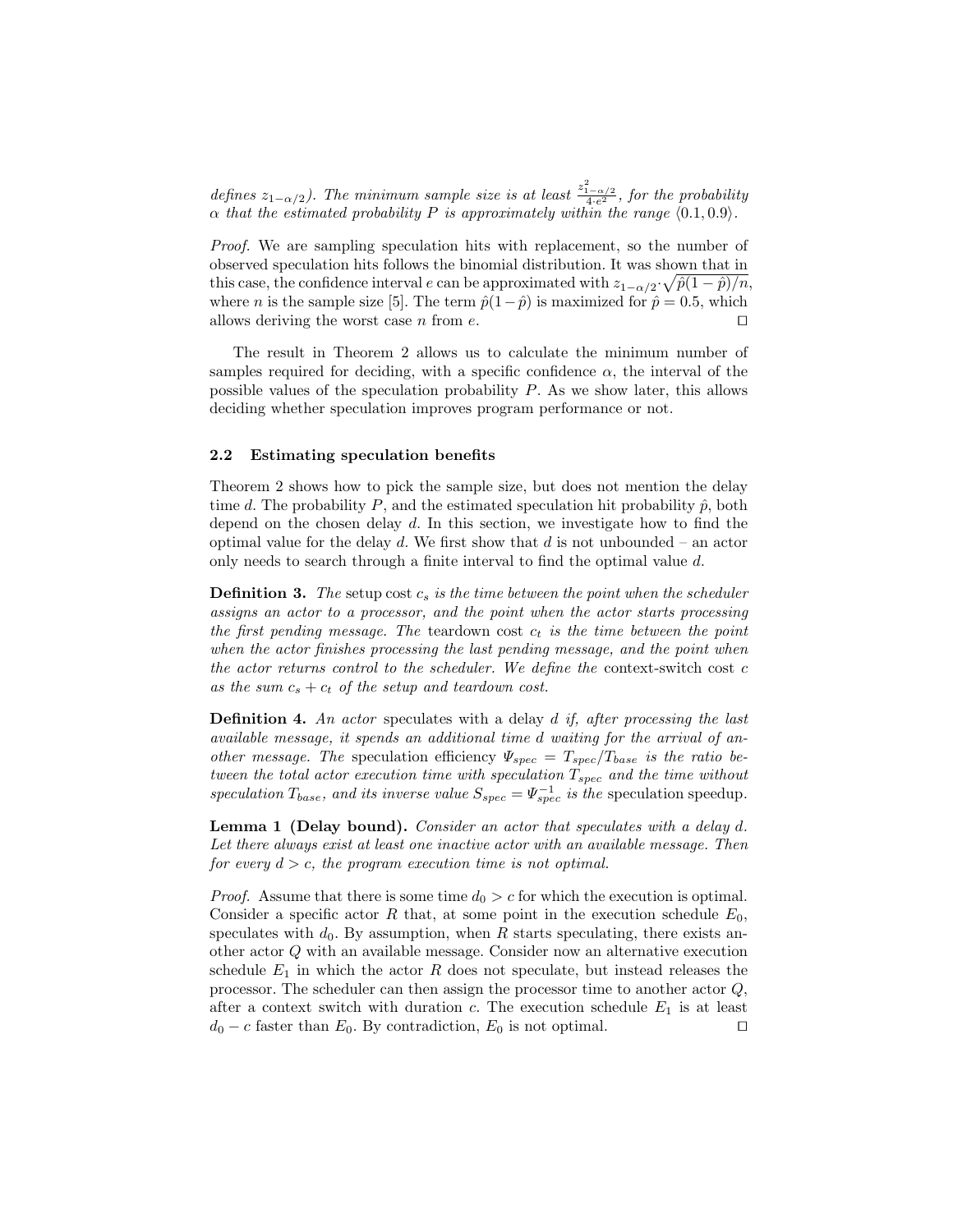*defines $z_{1-\alpha/2}$). The minimum sample size is at least $\frac{z^2_{1-\alpha/2}}{4 \cdot e^2}$, for the probability $\alpha$ that the estimated probability $P$ is approximately within the range $\langle 0.1, 0.9 \rangle$.*

*Proof.* We are sampling speculation hits with replacement, so the number of observed speculation hits follows the binomial distribution. It was shown that in this case, the confidence interval $e$ can be approximated with $z_{1-\alpha/2} \cdot \sqrt{\hat{p}(1-\hat{p})/n}$, where $n$ is the sample size [5]. The term $\hat{p}(1-\hat{p})$ is maximized for $\hat{p} = 0.5$, which allows deriving the worst case $n$ from $e$. □

The result in Theorem 2 allows us to calculate the minimum number of samples required for deciding, with a specific confidence $\alpha$, the interval of the possible values of the speculation probability $P$. As we show later, this allows deciding whether speculation improves program performance or not.

### 2.2 Estimating speculation benefits

Theorem 2 shows how to pick the sample size, but does not mention the delay time $d$. The probability $P$, and the estimated speculation hit probability $\hat{p}$, both depend on the chosen delay $d$. In this section, we investigate how to find the optimal value for the delay $d$. We first show that $d$ is not unbounded – an actor only needs to search through a finite interval to find the optimal value $d$.

**Definition 3.** *The* setup cost $c_s$ *is the time between the point when the scheduler assigns an actor to a processor, and the point when the actor starts processing the first pending message. The* teardown cost $c_t$ *is the time between the point when the actor finishes processing the last pending message, and the point when the actor returns control to the scheduler. We define the* context-switch cost $c$ *as the sum $c_s + c_t$ of the setup and teardown cost.*

**Definition 4.** *An actor* speculates with a delay $d$ *if, after processing the last available message, it spends an additional time $d$ waiting for the arrival of another message. The* speculation efficiency $\Psi_{spec} = T_{spec}/T_{base}$ *is the ratio between the total actor execution time with speculation $T_{spec}$ and the time without speculation $T_{base}$, and its inverse value $S_{spec} = \Psi_{spec}^{-1}$ is the* speculation speedup.

**Lemma 1 (Delay bound).** *Consider an actor that speculates with a delay $d$. Let there always exist at least one inactive actor with an available message. Then for every $d > c$, the program execution time is not optimal.*

*Proof.* Assume that there is some time $d_0 > c$ for which the execution is optimal. Consider a specific actor $R$ that, at some point in the execution schedule $E_0$, speculates with $d_0$. By assumption, when $R$ starts speculating, there exists another actor $Q$ with an available message. Consider now an alternative execution schedule $E_1$ in which the actor $R$ does not speculate, but instead releases the processor. The scheduler can then assign the processor time to another actor $Q$, after a context switch with duration $c$. The execution schedule $E_1$ is at least $d_0 - c$ faster than $E_0$. By contradiction, $E_0$ is not optimal. □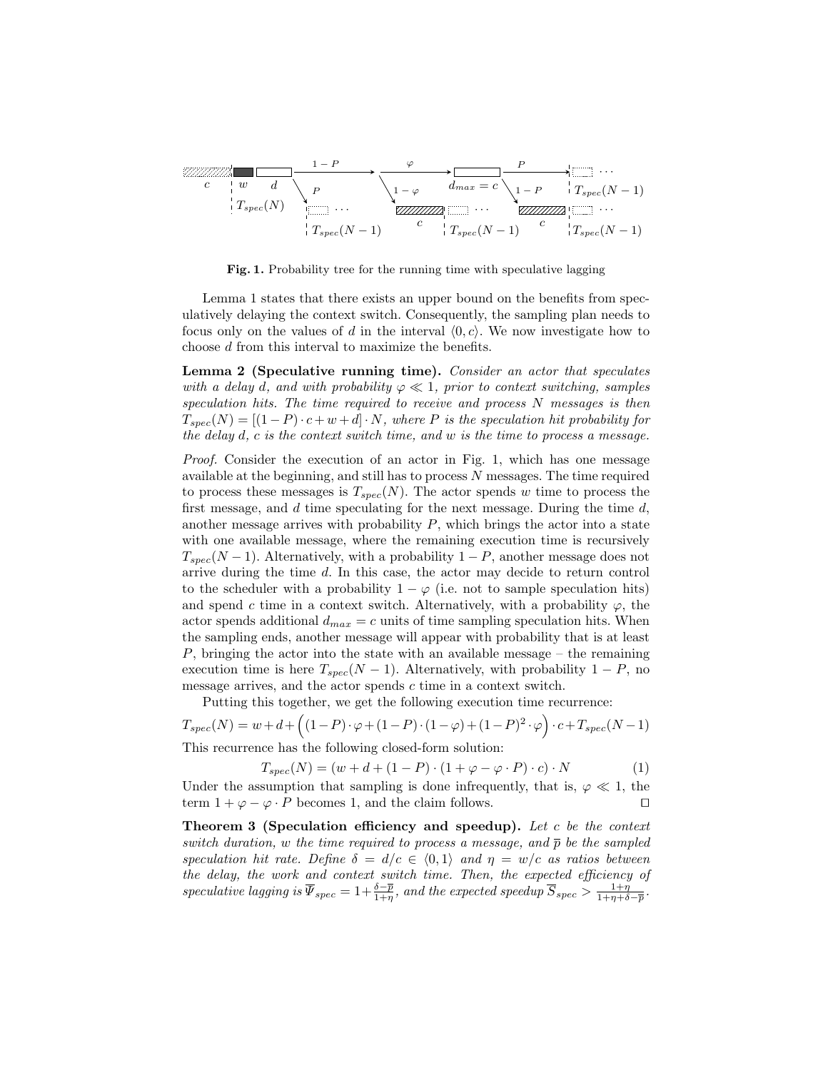**Fig. 1.** Probability tree for the running time with speculative lagging

Lemma 1 states that there exists an upper bound on the benefits from speculatively delaying the context switch. Consequently, the sampling plan needs to focus only on the values of $d$ in the interval $\langle 0, c \rangle$. We now investigate how to choose $d$ from this interval to maximize the benefits.

**Lemma 2 (Speculative running time).** *Consider an actor that speculates with a delay $d$, and with probability $\varphi \ll 1$, prior to context switching, samples speculation hits. The time required to receive and process $N$ messages is then $T_{spec}(N) = [(1-P) \cdot c + w + d] \cdot N$, where $P$ is the speculation hit probability for the delay $d$, $c$ is the context switch time, and $w$ is the time to process a message.*

*Proof.* Consider the execution of an actor in Fig. 1, which has one message available at the beginning, and still has to process $N$ messages. The time required to process these messages is $T_{spec}(N)$. The actor spends $w$ time to process the first message, and $d$ time speculating for the next message. During the time $d$, another message arrives with probability $P$, which brings the actor into a state with one available message, where the remaining execution time is recursively $T_{spec}(N-1)$. Alternatively, with a probability $1-P$, another message does not arrive during the time $d$. In this case, the actor may decide to return control to the scheduler with a probability $1-\varphi$ (i.e. not to sample speculation hits) and spend $c$ time in a context switch. Alternatively, with a probability $\varphi$, the actor spends additional $d_{max} = c$ units of time sampling speculation hits. When the sampling ends, another message will appear with probability that is at least $P$, bringing the actor into the state with an available message – the remaining execution time is here $T_{spec}(N-1)$. Alternatively, with probability $1-P$, no message arrives, and the actor spends $c$ time in a context switch.

Putting this together, we get the following execution time recurrence:

$$T_{spec}(N) = w + d + \Big((1-P) \cdot \varphi + (1-P) \cdot (1-\varphi) + (1-P)^2 \cdot \varphi\Big) \cdot c + T_{spec}(N-1)$$

This recurrence has the following closed-form solution:

$$T_{spec}(N) = (w + d + (1-P) \cdot (1 + \varphi - \varphi \cdot P) \cdot c) \cdot N \qquad (1)$$

Under the assumption that sampling is done infrequently, that is, $\varphi \ll 1$, the term $1 + \varphi - \varphi \cdot P$ becomes 1, and the claim follows. $\square$

**Theorem 3 (Speculation efficiency and speedup).** *Let $c$ be the context switch duration, $w$ the time required to process a message, and $\overline{p}$ be the sampled speculation hit rate. Define $\delta = d/c \in \langle 0, 1 \rangle$ and $\eta = w/c$ as ratios between the delay, the work and context switch time. Then, the expected efficiency of speculative lagging is $\overline{\Psi}_{spec} = 1 + \frac{\delta - \overline{p}}{1+\eta}$, and the expected speedup $\overline{S}_{spec} > \frac{1+\eta}{1+\eta+\delta-\overline{p}}$.*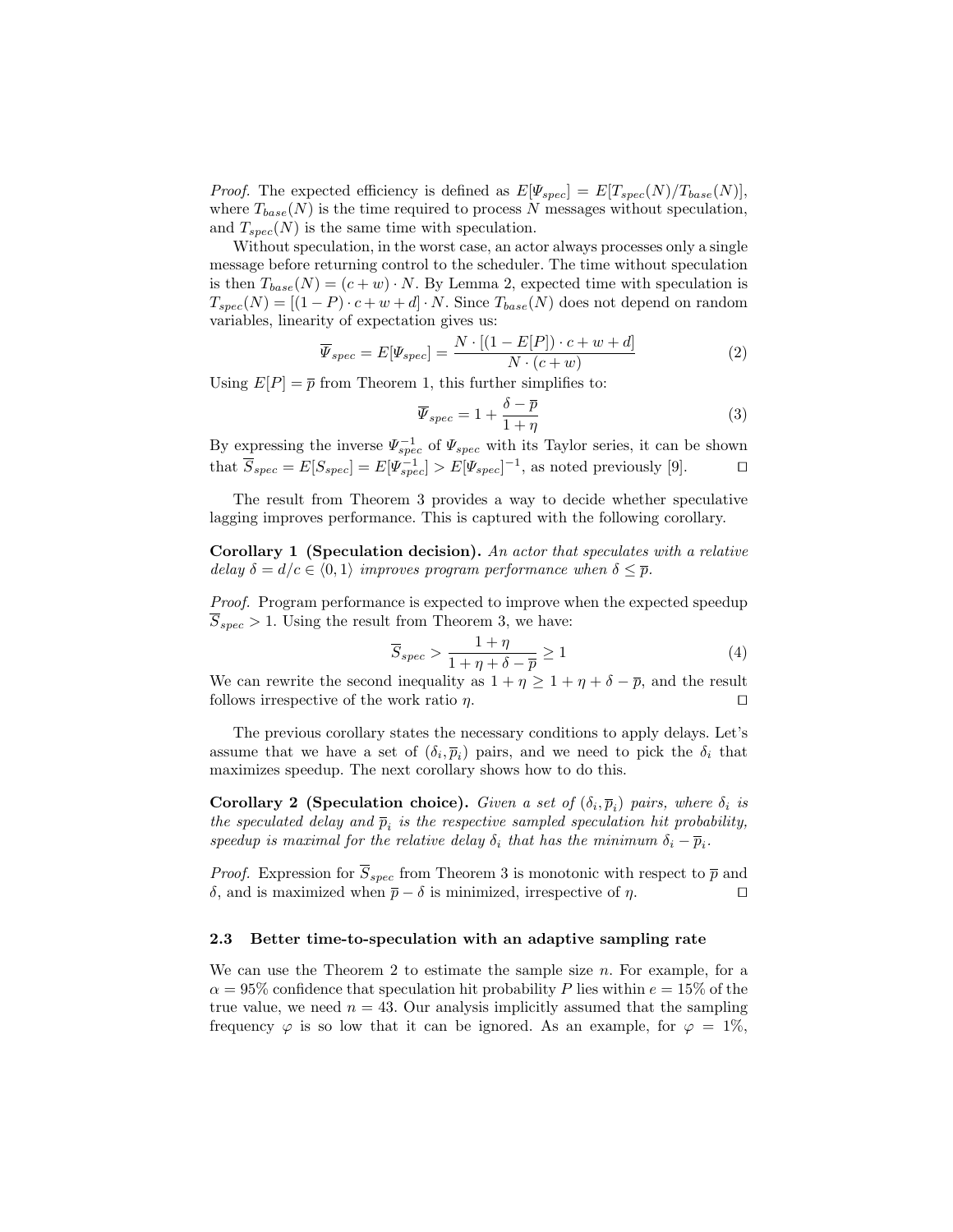*Proof.* The expected efficiency is defined as $E[\Psi_{spec}] = E[T_{spec}(N)/T_{base}(N)]$, where $T_{base}(N)$ is the time required to process $N$ messages without speculation, and $T_{spec}(N)$ is the same time with speculation.

Without speculation, in the worst case, an actor always processes only a single message before returning control to the scheduler. The time without speculation is then $T_{base}(N) = (c + w) \cdot N$. By Lemma 2, expected time with speculation is $T_{spec}(N) = [(1 - P) \cdot c + w + d] \cdot N$. Since $T_{base}(N)$ does not depend on random variables, linearity of expectation gives us:

$$\overline{\Psi}_{spec} = E[\Psi_{spec}] = \frac{N \cdot [(1 - E[P]) \cdot c + w + d]}{N \cdot (c + w)} \tag{2}$$

Using $E[P] = \overline{p}$ from Theorem 1, this further simplifies to:

$$\overline{\Psi}_{spec} = 1 + \frac{\delta - \overline{p}}{1 + \eta} \tag{3}$$

By expressing the inverse $\Psi_{spec}^{-1}$ of $\Psi_{spec}$ with its Taylor series, it can be shown that $\overline{S}_{spec} = E[S_{spec}] = E[\Psi_{spec}^{-1}] > E[\Psi_{spec}]^{-1}$, as noted previously [9]. □

The result from Theorem 3 provides a way to decide whether speculative lagging improves performance. This is captured with the following corollary.

**Corollary 1 (Speculation decision).** *An actor that speculates with a relative delay $\delta = d/c \in \langle 0, 1 \rangle$ improves program performance when $\delta \leq \overline{p}$.*

*Proof.* Program performance is expected to improve when the expected speedup $\overline{S}_{spec} > 1$. Using the result from Theorem 3, we have:

$$\overline{S}_{spec} > \frac{1 + \eta}{1 + \eta + \delta - \overline{p}} \geq 1 \tag{4}$$

We can rewrite the second inequality as $1 + \eta \geq 1 + \eta + \delta - \overline{p}$, and the result follows irrespective of the work ratio $\eta$. □

The previous corollary states the necessary conditions to apply delays. Let's assume that we have a set of $(\delta_i, \overline{p}_i)$ pairs, and we need to pick the $\delta_i$ that maximizes speedup. The next corollary shows how to do this.

**Corollary 2 (Speculation choice).** *Given a set of $(\delta_i, \overline{p}_i)$ pairs, where $\delta_i$ is the speculated delay and $\overline{p}_i$ is the respective sampled speculation hit probability, speedup is maximal for the relative delay $\delta_i$ that has the minimum $\delta_i - \overline{p}_i$.*

*Proof.* Expression for $\overline{S}_{spec}$ from Theorem 3 is monotonic with respect to $\overline{p}$ and $\delta$, and is maximized when $\overline{p} - \delta$ is minimized, irrespective of $\eta$. □

### 2.3 Better time-to-speculation with an adaptive sampling rate

We can use the Theorem 2 to estimate the sample size $n$. For example, for a $\alpha = 95\%$ confidence that speculation hit probability $P$ lies within $e = 15\%$ of the true value, we need $n = 43$. Our analysis implicitly assumed that the sampling frequency $\varphi$ is so low that it can be ignored. As an example, for $\varphi = 1\%$,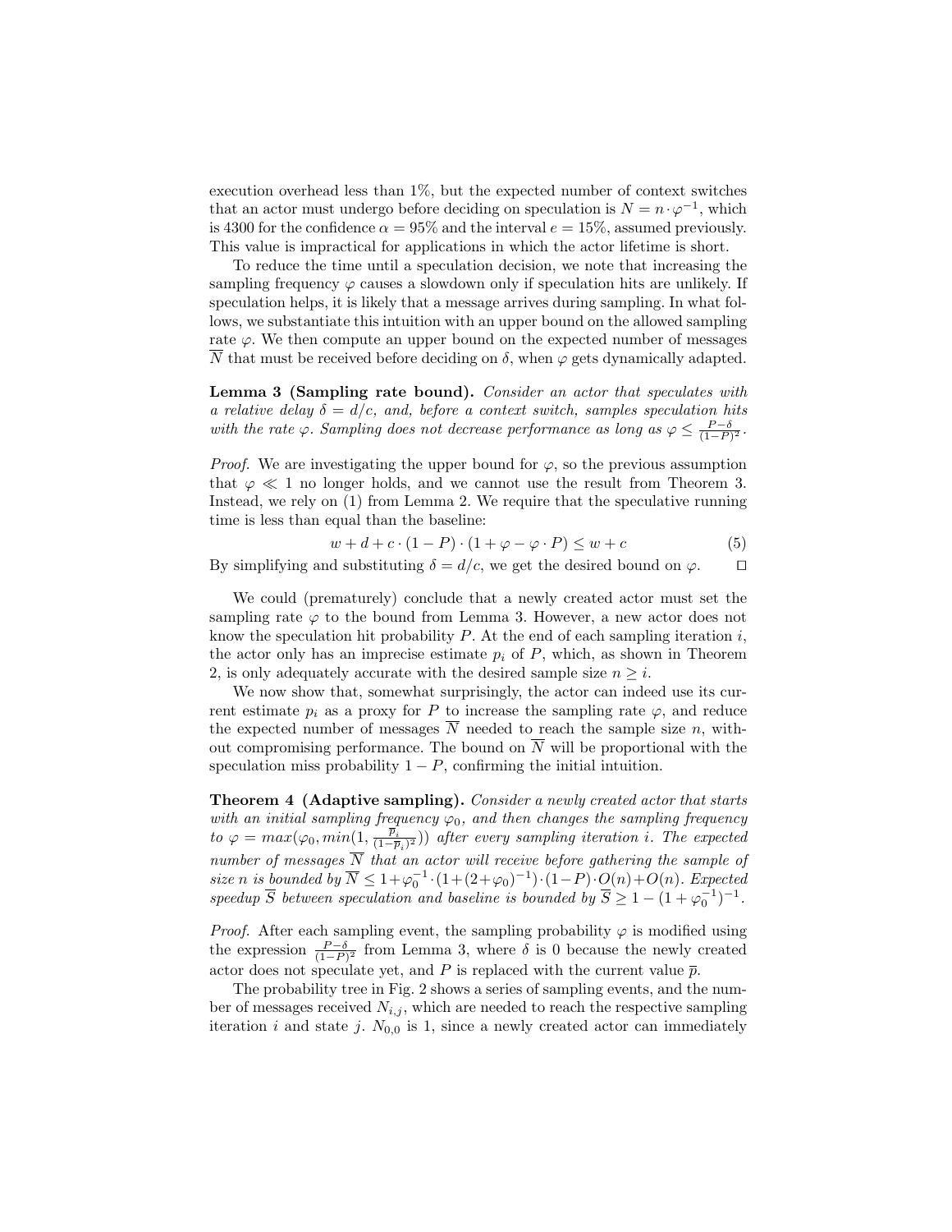execution overhead less than 1%, but the expected number of context switches that an actor must undergo before deciding on speculation is $N = n \cdot \varphi^{-1}$, which is 4300 for the confidence $\alpha = 95\%$ and the interval $e = 15\%$, assumed previously. This value is impractical for applications in which the actor lifetime is short.

To reduce the time until a speculation decision, we note that increasing the sampling frequency $\varphi$ causes a slowdown only if speculation hits are unlikely. If speculation helps, it is likely that a message arrives during sampling. In what follows, we substantiate this intuition with an upper bound on the allowed sampling rate $\varphi$. We then compute an upper bound on the expected number of messages $\overline{N}$ that must be received before deciding on $\delta$, when $\varphi$ gets dynamically adapted.

**Lemma 3 (Sampling rate bound).** *Consider an actor that speculates with a relative delay $\delta = d/c$, and, before a context switch, samples speculation hits with the rate $\varphi$. Sampling does not decrease performance as long as $\varphi \leq \frac{P-\delta}{(1-P)^2}$.*

*Proof.* We are investigating the upper bound for $\varphi$, so the previous assumption that $\varphi \ll 1$ no longer holds, and we cannot use the result from Theorem 3. Instead, we rely on (1) from Lemma 2. We require that the speculative running time is less than equal than the baseline:

$$w + d + c \cdot (1 - P) \cdot (1 + \varphi - \varphi \cdot P) \leq w + c \tag{5}$$

By simplifying and substituting $\delta = d/c$, we get the desired bound on $\varphi$. □

We could (prematurely) conclude that a newly created actor must set the sampling rate $\varphi$ to the bound from Lemma 3. However, a new actor does not know the speculation hit probability $P$. At the end of each sampling iteration $i$, the actor only has an imprecise estimate $p_i$ of $P$, which, as shown in Theorem 2, is only adequately accurate with the desired sample size $n \geq i$.

We now show that, somewhat surprisingly, the actor can indeed use its current estimate $p_i$ as a proxy for $P$ to increase the sampling rate $\varphi$, and reduce the expected number of messages $\overline{N}$ needed to reach the sample size $n$, without compromising performance. The bound on $\overline{N}$ will be proportional with the speculation miss probability $1 - P$, confirming the initial intuition.

**Theorem 4 (Adaptive sampling).** *Consider a newly created actor that starts with an initial sampling frequency $\varphi_0$, and then changes the sampling frequency to $\varphi = max(\varphi_0, min(1, \frac{\overline{p}_i}{(1-\overline{p}_i)^2}))$ after every sampling iteration $i$. The expected number of messages $\overline{N}$ that an actor will receive before gathering the sample of size $n$ is bounded by $\overline{N} \leq 1 + \varphi_0^{-1} \cdot (1 + (2 + \varphi_0)^{-1}) \cdot (1 - P) \cdot O(n) + O(n)$. Expected speedup $\overline{S}$ between speculation and baseline is bounded by $\overline{S} \geq 1 - (1 + \varphi_0^{-1})^{-1}$.*

*Proof.* After each sampling event, the sampling probability $\varphi$ is modified using the expression $\frac{P-\delta}{(1-P)^2}$ from Lemma 3, where $\delta$ is 0 because the newly created actor does not speculate yet, and $P$ is replaced with the current value $\overline{p}$.

The probability tree in Fig. 2 shows a series of sampling events, and the number of messages received $N_{i,j}$, which are needed to reach the respective sampling iteration $i$ and state $j$. $N_{0,0}$ is 1, since a newly created actor can immediately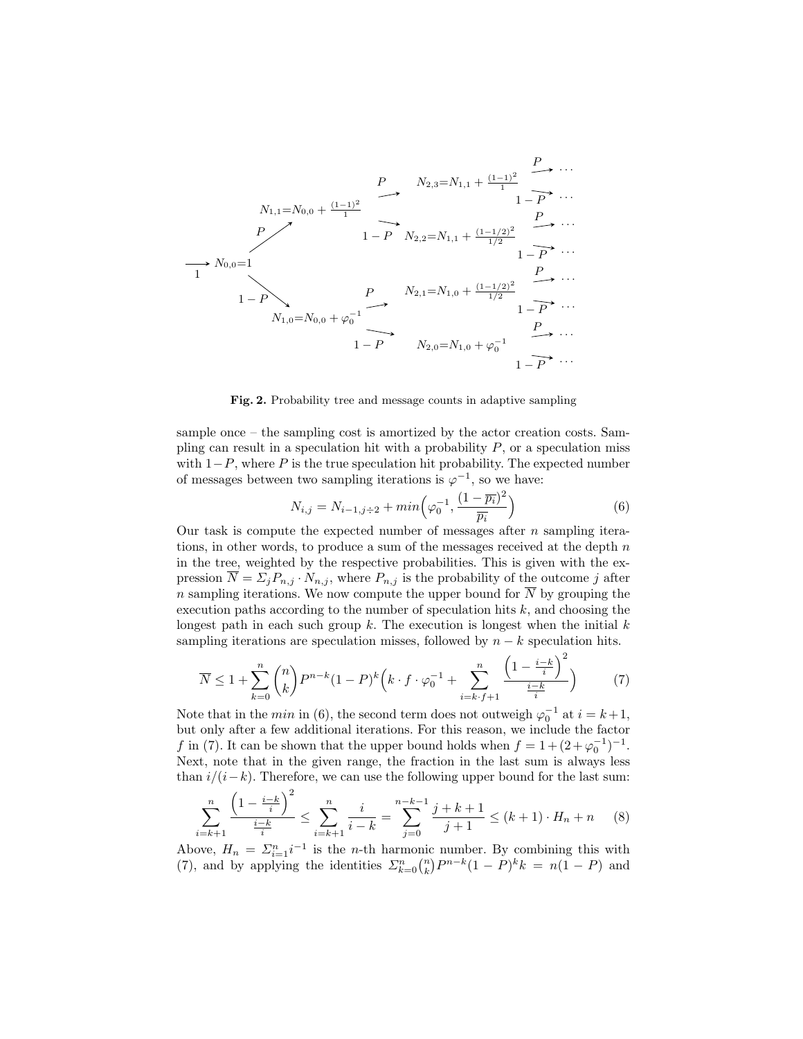**Fig. 2.** Probability tree and message counts in adaptive sampling

sample once – the sampling cost is amortized by the actor creation costs. Sampling can result in a speculation hit with a probability $P$, or a speculation miss with $1-P$, where $P$ is the true speculation hit probability. The expected number of messages between two sampling iterations is $\varphi^{-1}$, so we have:

$$N_{i,j} = N_{i-1,j\div 2} + min\Big(\varphi_0^{-1}, \frac{(1-\overline{p_i})^2}{\overline{p_i}}\Big) \tag{6}$$

Our task is compute the expected number of messages after $n$ sampling iterations, in other words, to produce a sum of the messages received at the depth $n$ in the tree, weighted by the respective probabilities. This is given with the expression $\overline{N} = \Sigma_j P_{n,j} \cdot N_{n,j}$, where $P_{n,j}$ is the probability of the outcome $j$ after $n$ sampling iterations. We now compute the upper bound for $\overline{N}$ by grouping the execution paths according to the number of speculation hits $k$, and choosing the longest path in each such group $k$. The execution is longest when the initial $k$ sampling iterations are speculation misses, followed by $n-k$ speculation hits.

$$\overline{N} \leq 1 + \sum_{k=0}^{n} \binom{n}{k} P^{n-k}(1-P)^k \Big( k \cdot f \cdot \varphi_0^{-1} + \sum_{i=k\cdot f+1}^{n} \frac{\left(1 - \frac{i-k}{i}\right)^2}{\frac{i-k}{i}} \Big) \tag{7}$$

Note that in the $min$ in (6), the second term does not outweigh $\varphi_0^{-1}$ at $i = k+1$, but only after a few additional iterations. For this reason, we include the factor $f$ in (7). It can be shown that the upper bound holds when $f = 1 + (2 + \varphi_0^{-1})^{-1}$. Next, note that in the given range, the fraction in the last sum is always less than $i/(i-k)$. Therefore, we can use the following upper bound for the last sum:

$$\sum_{i=k+1}^{n} \frac{\left(1 - \frac{i-k}{i}\right)^2}{\frac{i-k}{i}} \leq \sum_{i=k+1}^{n} \frac{i}{i-k} = \sum_{j=0}^{n-k-1} \frac{j+k+1}{j+1} \leq (k+1) \cdot H_n + n \tag{8}$$

Above, $H_n = \Sigma_{i=1}^{n} i^{-1}$ is the $n$-th harmonic number. By combining this with (7), and by applying the identities $\Sigma_{k=0}^{n} \binom{n}{k} P^{n-k}(1-P)^k k = n(1-P)$ and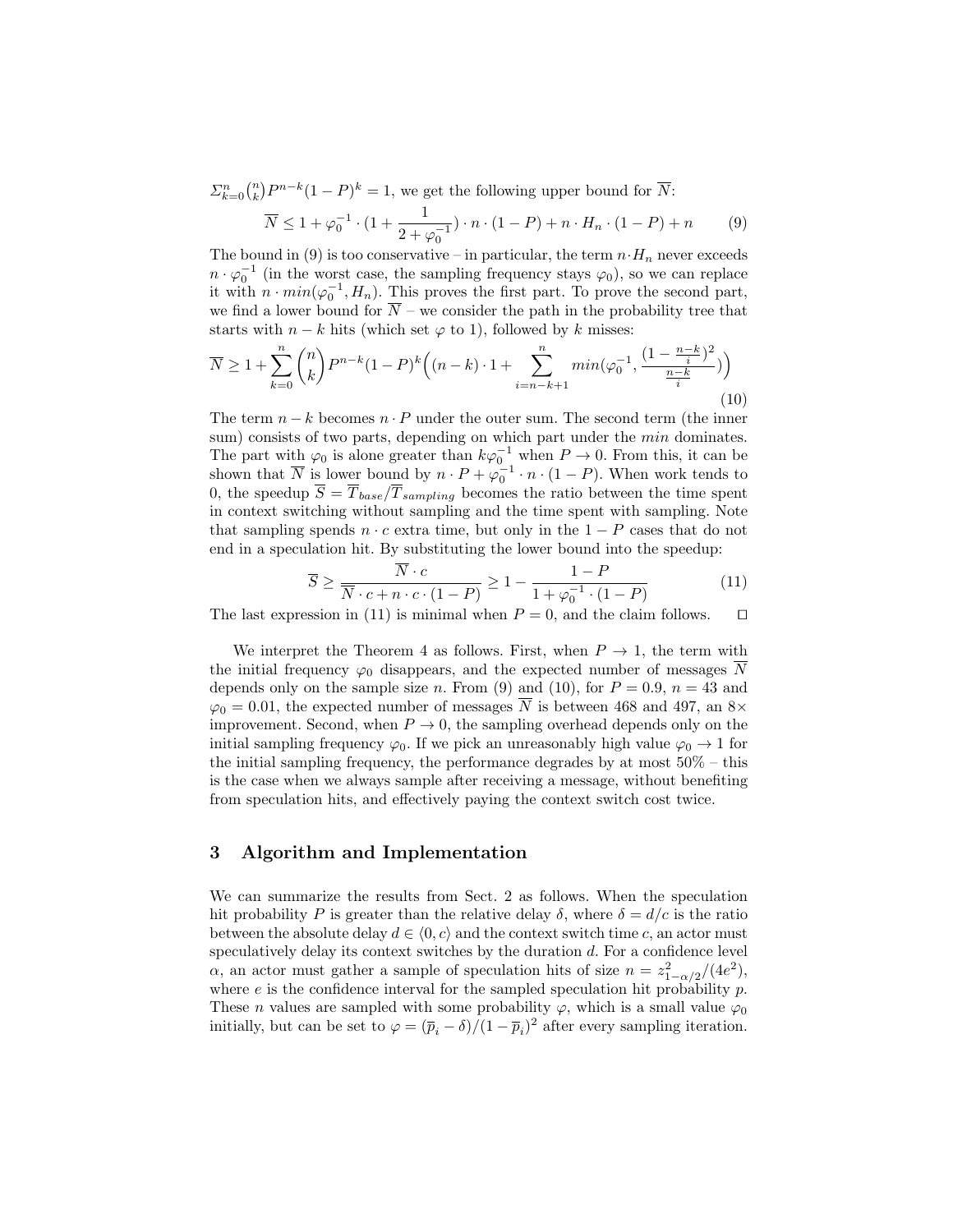$\Sigma_{k=0}^{n}\binom{n}{k}P^{n-k}(1-P)^k = 1$, we get the following upper bound for $\overline{N}$:

$$\overline{N} \leq 1 + \varphi_0^{-1} \cdot (1 + \frac{1}{2+\varphi_0^{-1}}) \cdot n \cdot (1-P) + n \cdot H_n \cdot (1-P) + n \tag{9}$$

The bound in (9) is too conservative – in particular, the term $n \cdot H_n$ never exceeds $n \cdot \varphi_0^{-1}$ (in the worst case, the sampling frequency stays $\varphi_0$), so we can replace it with $n \cdot min(\varphi_0^{-1}, H_n)$. This proves the first part. To prove the second part, we find a lower bound for $\overline{N}$ – we consider the path in the probability tree that starts with $n-k$ hits (which set $\varphi$ to 1), followed by $k$ misses:

$$\overline{N} \geq 1 + \sum_{k=0}^{n}\binom{n}{k}P^{n-k}(1-P)^k\Big((n-k)\cdot 1 + \sum_{i=n-k+1}^{n} min(\varphi_0^{-1}, \frac{(1-\frac{n-k}{i})^2}{\frac{n-k}{i}})\Big) \tag{10}$$

The term $n-k$ becomes $n \cdot P$ under the outer sum. The second term (the inner sum) consists of two parts, depending on which part under the $min$ dominates. The part with $\varphi_0$ is alone greater than $k\varphi_0^{-1}$ when $P \to 0$. From this, it can be shown that $\overline{N}$ is lower bound by $n \cdot P + \varphi_0^{-1} \cdot n \cdot (1-P)$. When work tends to 0, the speedup $\overline{S} = \overline{T}_{base}/\overline{T}_{sampling}$ becomes the ratio between the time spent in context switching without sampling and the time spent with sampling. Note that sampling spends $n \cdot c$ extra time, but only in the $1-P$ cases that do not end in a speculation hit. By substituting the lower bound into the speedup:

$$\overline{S} \geq \frac{\overline{N} \cdot c}{\overline{N} \cdot c + n \cdot c \cdot (1-P)} \geq 1 - \frac{1-P}{1+\varphi_0^{-1}\cdot(1-P)} \tag{11}$$

The last expression in (11) is minimal when $P = 0$, and the claim follows. □

We interpret the Theorem 4 as follows. First, when $P \to 1$, the term with the initial frequency $\varphi_0$ disappears, and the expected number of messages $\overline{N}$ depends only on the sample size $n$. From (9) and (10), for $P = 0.9$, $n = 43$ and $\varphi_0 = 0.01$, the expected number of messages $\overline{N}$ is between 468 and 497, an 8× improvement. Second, when $P \to 0$, the sampling overhead depends only on the initial sampling frequency $\varphi_0$. If we pick an unreasonably high value $\varphi_0 \to 1$ for the initial sampling frequency, the performance degrades by at most 50% – this is the case when we always sample after receiving a message, without benefiting from speculation hits, and effectively paying the context switch cost twice.

## 3 Algorithm and Implementation

We can summarize the results from Sect. 2 as follows. When the speculation hit probability $P$ is greater than the relative delay $\delta$, where $\delta = d/c$ is the ratio between the absolute delay $d \in \langle 0, c\rangle$ and the context switch time $c$, an actor must speculatively delay its context switches by the duration $d$. For a confidence level $\alpha$, an actor must gather a sample of speculation hits of size $n = z_{1-\alpha/2}^2/(4e^2)$, where $e$ is the confidence interval for the sampled speculation hit probability $p$. These $n$ values are sampled with some probability $\varphi$, which is a small value $\varphi_0$ initially, but can be set to $\varphi = (\overline{p}_i - \delta)/(1-\overline{p}_i)^2$ after every sampling iteration.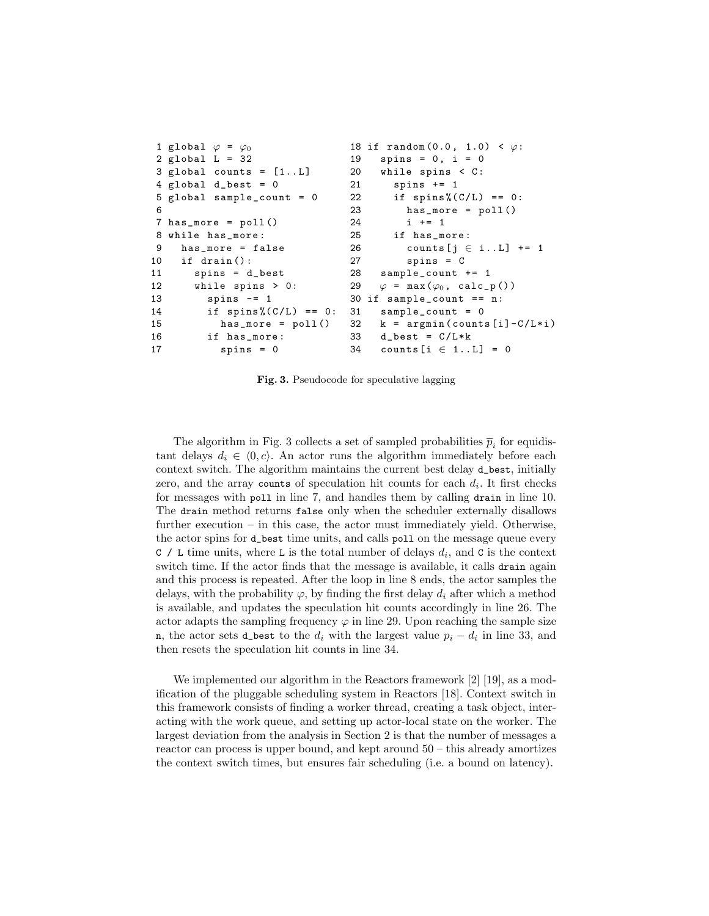```
1 global φ = φ0                18 if random(0.0, 1.0) < φ:
2 global L = 32                19   spins = 0, i = 0
3 global counts = [1..L]       20   while spins < C:
4 global d_best = 0            21     spins += 1
5 global sample_count = 0      22     if spins%(C/L) == 0:
6                              23       has_more = poll()
7 has_more = poll()            24       i += 1
8 while has_more:              25     if has_more:
9   has_more = false           26       counts[j ∈ i..L] += 1
10  if drain():                27       spins = C
11    spins = d_best           28   sample_count += 1
12    while spins > 0:         29   φ = max(φ0, calc_p())
13      spins -= 1             30 if sample_count == n:
14      if spins%(C/L) == 0:   31   sample_count = 0
15        has_more = poll()    32   k = argmin(counts[i]-C/L*i)
16      if has_more:           33   d_best = C/L*k
17        spins = 0            34   counts[i ∈ 1..L] = 0
```

**Fig. 3.** Pseudocode for speculative lagging

The algorithm in Fig. 3 collects a set of sampled probabilities $\overline{p}_i$ for equidistant delays $d_i \in \langle 0, c \rangle$. An actor runs the algorithm immediately before each context switch. The algorithm maintains the current best delay `d_best`, initially zero, and the array `counts` of speculation hit counts for each $d_i$. It first checks for messages with `poll` in line 7, and handles them by calling `drain` in line 10. The `drain` method returns `false` only when the scheduler externally disallows further execution – in this case, the actor must immediately yield. Otherwise, the actor spins for `d_best` time units, and calls `poll` on the message queue every `C / L` time units, where `L` is the total number of delays $d_i$, and `C` is the context switch time. If the actor finds that the message is available, it calls `drain` again and this process is repeated. After the loop in line 8 ends, the actor samples the delays, with the probability $\varphi$, by finding the first delay $d_i$ after which a method is available, and updates the speculation hit counts accordingly in line 26. The actor adapts the sampling frequency $\varphi$ in line 29. Upon reaching the sample size `n`, the actor sets `d_best` to the $d_i$ with the largest value $p_i - d_i$ in line 33, and then resets the speculation hit counts in line 34.

We implemented our algorithm in the Reactors framework [2] [19], as a modification of the pluggable scheduling system in Reactors [18]. Context switch in this framework consists of finding a worker thread, creating a task object, interacting with the work queue, and setting up actor-local state on the worker. The largest deviation from the analysis in Section 2 is that the number of messages a reactor can process is upper bound, and kept around 50 – this already amortizes the context switch times, but ensures fair scheduling (i.e. a bound on latency).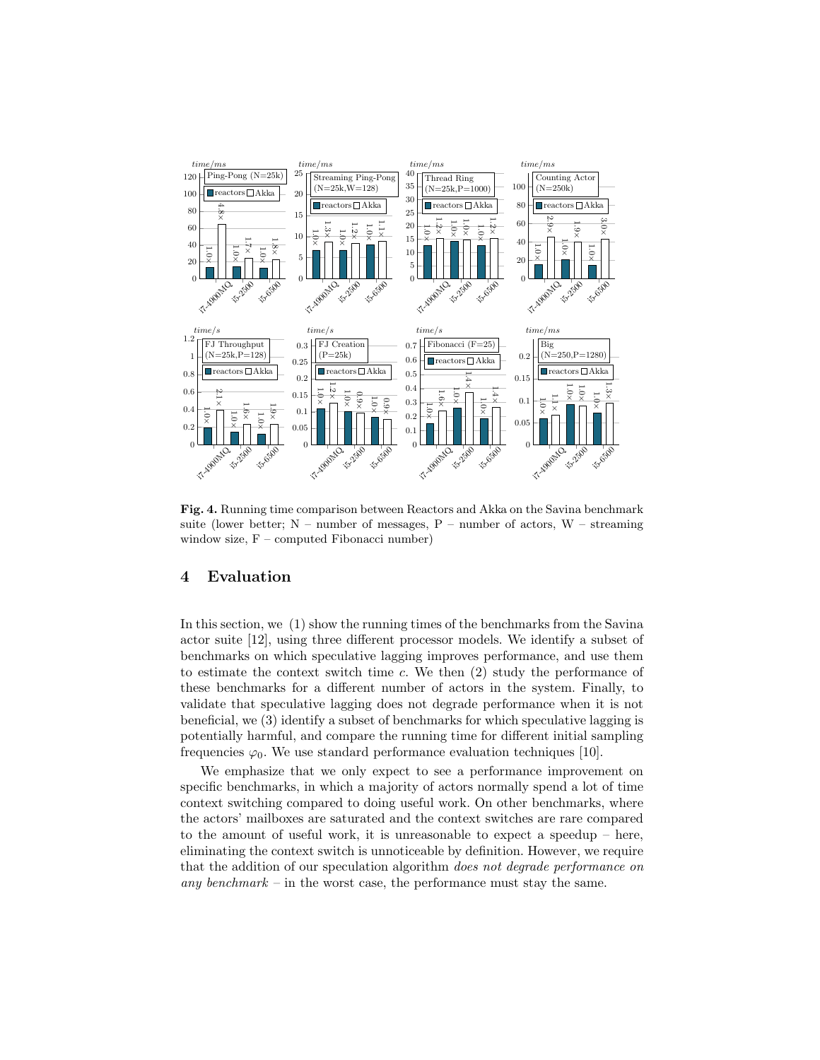**Fig. 4.** Running time comparison between Reactors and Akka on the Savina benchmark suite (lower better; N – number of messages, P – number of actors, W – streaming window size, F – computed Fibonacci number)

## 4 Evaluation

In this section, we (1) show the running times of the benchmarks from the Savina actor suite [12], using three different processor models. We identify a subset of benchmarks on which speculative lagging improves performance, and use them to estimate the context switch time $c$. We then (2) study the performance of these benchmarks for a different number of actors in the system. Finally, to validate that speculative lagging does not degrade performance when it is not beneficial, we (3) identify a subset of benchmarks for which speculative lagging is potentially harmful, and compare the running time for different initial sampling frequencies $\varphi_0$. We use standard performance evaluation techniques [10].

We emphasize that we only expect to see a performance improvement on specific benchmarks, in which a majority of actors normally spend a lot of time context switching compared to doing useful work. On other benchmarks, where the actors' mailboxes are saturated and the context switches are rare compared to the amount of useful work, it is unreasonable to expect a speedup – here, eliminating the context switch is unnoticeable by definition. However, we require that the addition of our speculation algorithm *does not degrade performance on any benchmark* – in the worst case, the performance must stay the same.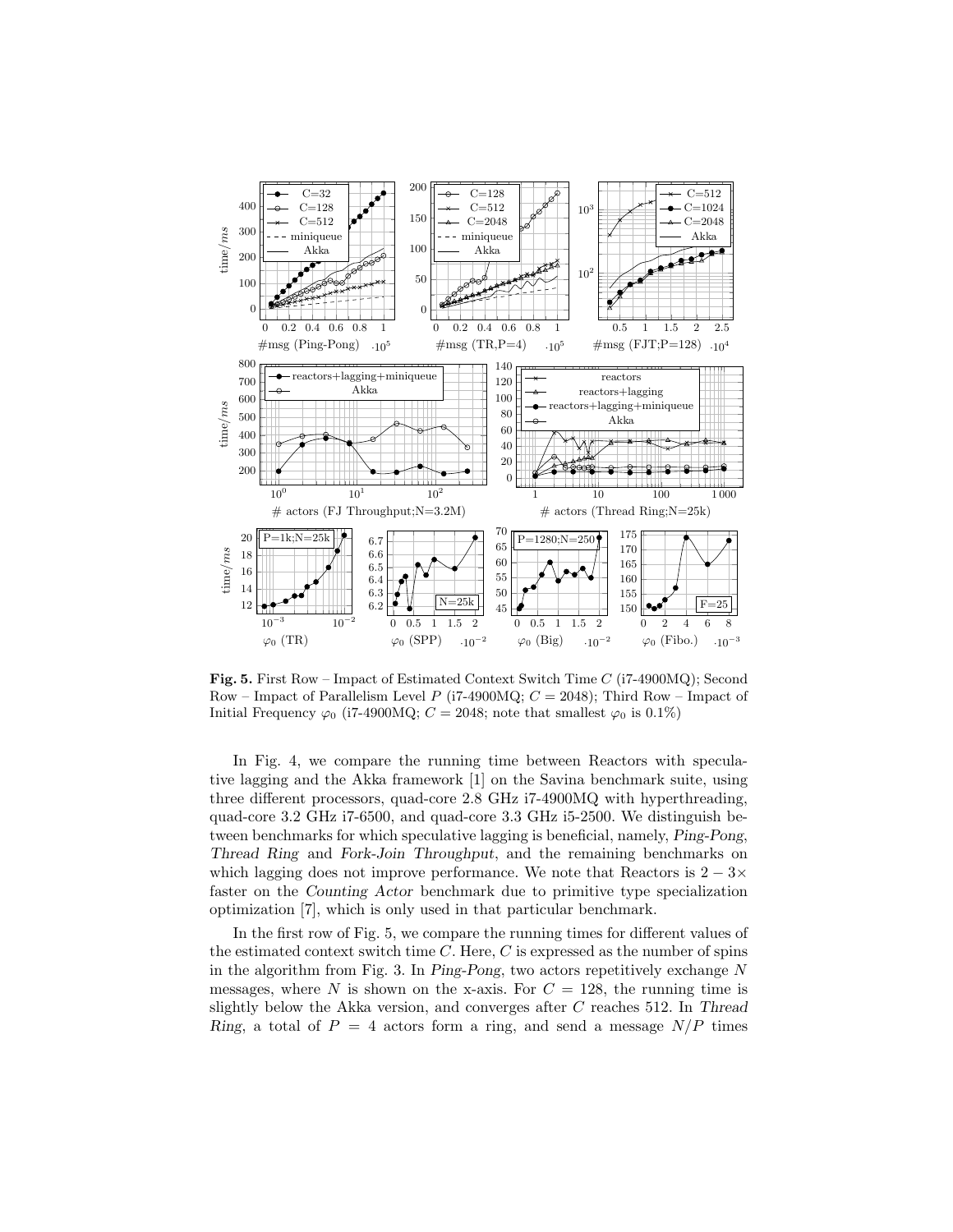**Fig. 5.** First Row – Impact of Estimated Context Switch Time $C$ (i7-4900MQ); Second Row – Impact of Parallelism Level $P$ (i7-4900MQ; $C = 2048$); Third Row – Impact of Initial Frequency $\varphi_0$ (i7-4900MQ; $C = 2048$; note that smallest $\varphi_0$ is 0.1%)

In Fig. 4, we compare the running time between Reactors with speculative lagging and the Akka framework [1] on the Savina benchmark suite, using three different processors, quad-core 2.8 GHz i7-4900MQ with hyperthreading, quad-core 3.2 GHz i7-6500, and quad-core 3.3 GHz i5-2500. We distinguish between benchmarks for which speculative lagging is beneficial, namely, *Ping-Pong*, *Thread Ring* and *Fork-Join Throughput*, and the remaining benchmarks on which lagging does not improve performance. We note that Reactors is $2-3\times$ faster on the *Counting Actor* benchmark due to primitive type specialization optimization [7], which is only used in that particular benchmark.

In the first row of Fig. 5, we compare the running times for different values of the estimated context switch time $C$. Here, $C$ is expressed as the number of spins in the algorithm from Fig. 3. In *Ping-Pong*, two actors repetitively exchange $N$ messages, where $N$ is shown on the x-axis. For $C = 128$, the running time is slightly below the Akka version, and converges after $C$ reaches 512. In *Thread Ring*, a total of $P = 4$ actors form a ring, and send a message $N/P$ times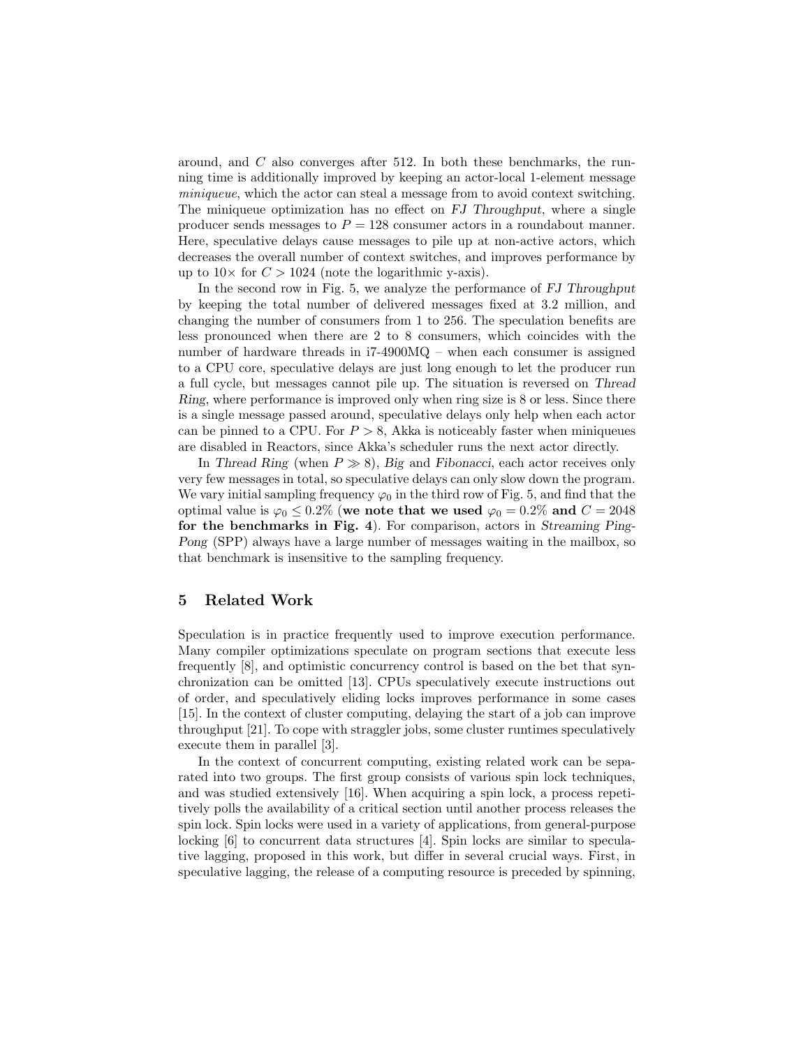around, and $C$ also converges after 512. In both these benchmarks, the running time is additionally improved by keeping an actor-local 1-element message *miniqueue*, which the actor can steal a message from to avoid context switching. The miniqueue optimization has no effect on *FJ Throughput*, where a single producer sends messages to $P = 128$ consumer actors in a roundabout manner. Here, speculative delays cause messages to pile up at non-active actors, which decreases the overall number of context switches, and improves performance by up to $10\times$ for $C > 1024$ (note the logarithmic y-axis).

In the second row in Fig. 5, we analyze the performance of *FJ Throughput* by keeping the total number of delivered messages fixed at 3.2 million, and changing the number of consumers from 1 to 256. The speculation benefits are less pronounced when there are 2 to 8 consumers, which coincides with the number of hardware threads in i7-4900MQ – when each consumer is assigned to a CPU core, speculative delays are just long enough to let the producer run a full cycle, but messages cannot pile up. The situation is reversed on *Thread Ring*, where performance is improved only when ring size is 8 or less. Since there is a single message passed around, speculative delays only help when each actor can be pinned to a CPU. For $P > 8$, Akka is noticeably faster when miniqueues are disabled in Reactors, since Akka's scheduler runs the next actor directly.

In *Thread Ring* (when $P \gg 8$), *Big* and *Fibonacci*, each actor receives only very few messages in total, so speculative delays can only slow down the program. We vary initial sampling frequency $\varphi_0$ in the third row of Fig. 5, and find that the optimal value is $\varphi_0 \leq 0.2\%$ (**we note that we used $\varphi_0 = 0.2\%$ and $C = 2048$ for the benchmarks in Fig. 4**). For comparison, actors in *Streaming Ping-Pong* (SPP) always have a large number of messages waiting in the mailbox, so that benchmark is insensitive to the sampling frequency.

## 5 Related Work

Speculation is in practice frequently used to improve execution performance. Many compiler optimizations speculate on program sections that execute less frequently [8], and optimistic concurrency control is based on the bet that synchronization can be omitted [13]. CPUs speculatively execute instructions out of order, and speculatively eliding locks improves performance in some cases [15]. In the context of cluster computing, delaying the start of a job can improve throughput [21]. To cope with straggler jobs, some cluster runtimes speculatively execute them in parallel [3].

In the context of concurrent computing, existing related work can be separated into two groups. The first group consists of various spin lock techniques, and was studied extensively [16]. When acquiring a spin lock, a process repetitively polls the availability of a critical section until another process releases the spin lock. Spin locks were used in a variety of applications, from general-purpose locking [6] to concurrent data structures [4]. Spin locks are similar to speculative lagging, proposed in this work, but differ in several crucial ways. First, in speculative lagging, the release of a computing resource is preceded by spinning,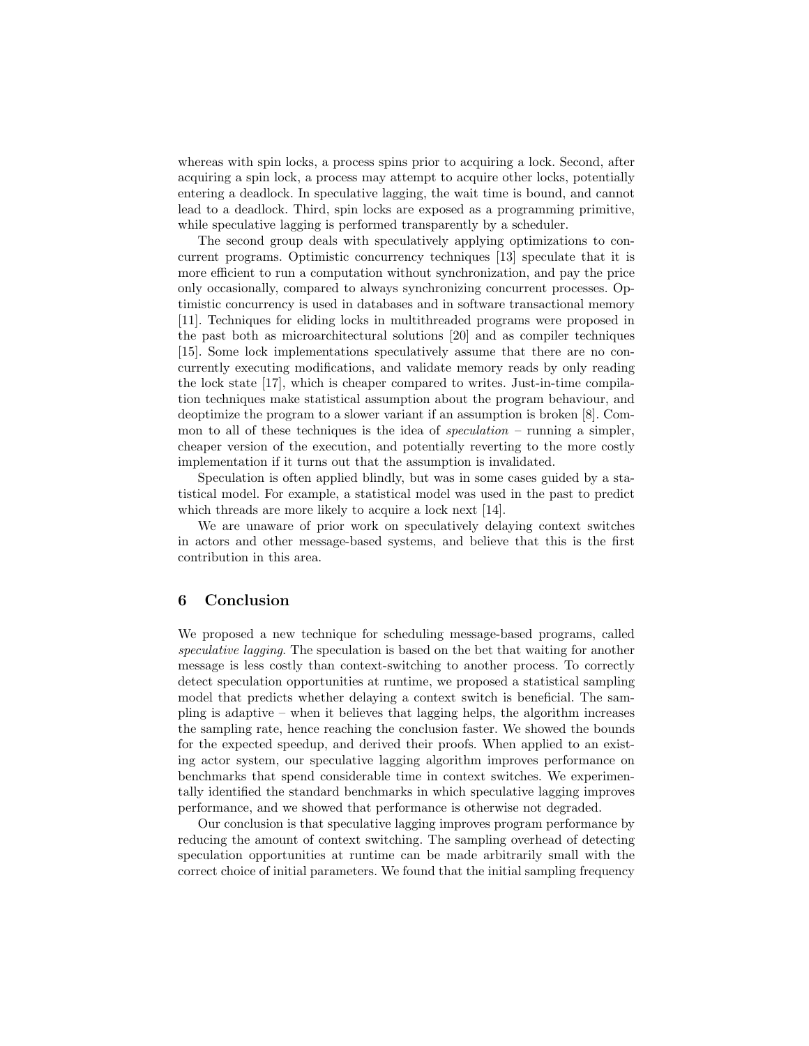whereas with spin locks, a process spins prior to acquiring a lock. Second, after acquiring a spin lock, a process may attempt to acquire other locks, potentially entering a deadlock. In speculative lagging, the wait time is bound, and cannot lead to a deadlock. Third, spin locks are exposed as a programming primitive, while speculative lagging is performed transparently by a scheduler.

The second group deals with speculatively applying optimizations to concurrent programs. Optimistic concurrency techniques [13] speculate that it is more efficient to run a computation without synchronization, and pay the price only occasionally, compared to always synchronizing concurrent processes. Optimistic concurrency is used in databases and in software transactional memory [11]. Techniques for eliding locks in multithreaded programs were proposed in the past both as microarchitectural solutions [20] and as compiler techniques [15]. Some lock implementations speculatively assume that there are no concurrently executing modifications, and validate memory reads by only reading the lock state [17], which is cheaper compared to writes. Just-in-time compilation techniques make statistical assumption about the program behaviour, and deoptimize the program to a slower variant if an assumption is broken [8]. Common to all of these techniques is the idea of *speculation* – running a simpler, cheaper version of the execution, and potentially reverting to the more costly implementation if it turns out that the assumption is invalidated.

Speculation is often applied blindly, but was in some cases guided by a statistical model. For example, a statistical model was used in the past to predict which threads are more likely to acquire a lock next [14].

We are unaware of prior work on speculatively delaying context switches in actors and other message-based systems, and believe that this is the first contribution in this area.

## 6 Conclusion

We proposed a new technique for scheduling message-based programs, called *speculative lagging*. The speculation is based on the bet that waiting for another message is less costly than context-switching to another process. To correctly detect speculation opportunities at runtime, we proposed a statistical sampling model that predicts whether delaying a context switch is beneficial. The sampling is adaptive – when it believes that lagging helps, the algorithm increases the sampling rate, hence reaching the conclusion faster. We showed the bounds for the expected speedup, and derived their proofs. When applied to an existing actor system, our speculative lagging algorithm improves performance on benchmarks that spend considerable time in context switches. We experimentally identified the standard benchmarks in which speculative lagging improves performance, and we showed that performance is otherwise not degraded.

Our conclusion is that speculative lagging improves program performance by reducing the amount of context switching. The sampling overhead of detecting speculation opportunities at runtime can be made arbitrarily small with the correct choice of initial parameters. We found that the initial sampling frequency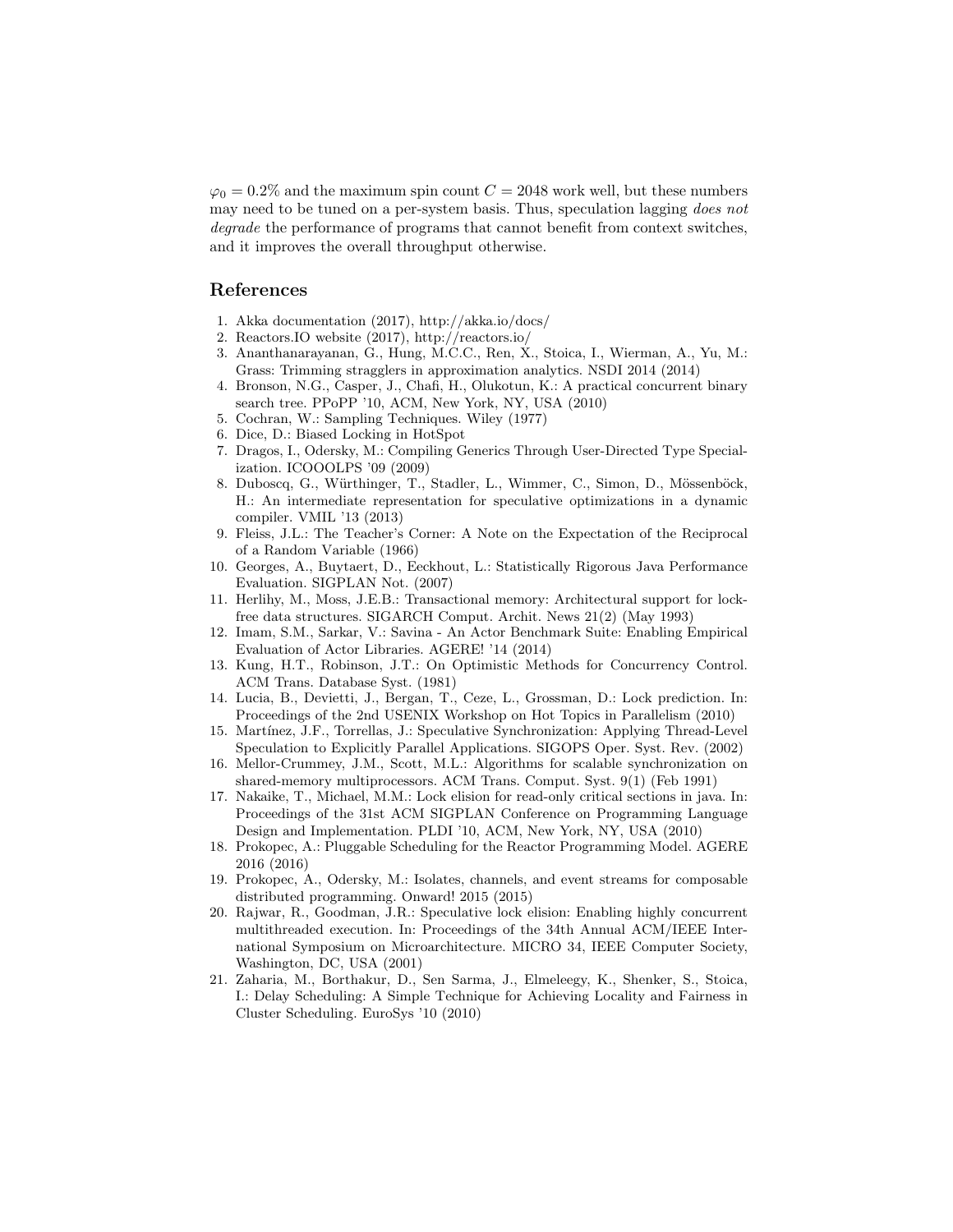$\varphi_0 = 0.2\%$ and the maximum spin count $C = 2048$ work well, but these numbers may need to be tuned on a per-system basis. Thus, speculation lagging *does not degrade* the performance of programs that cannot benefit from context switches, and it improves the overall throughput otherwise.

## References

1. Akka documentation (2017), http://akka.io/docs/
2. Reactors.IO website (2017), http://reactors.io/
3. Ananthanarayanan, G., Hung, M.C.C., Ren, X., Stoica, I., Wierman, A., Yu, M.: Grass: Trimming stragglers in approximation analytics. NSDI 2014 (2014)
4. Bronson, N.G., Casper, J., Chafi, H., Olukotun, K.: A practical concurrent binary search tree. PPoPP '10, ACM, New York, NY, USA (2010)
5. Cochran, W.: Sampling Techniques. Wiley (1977)
6. Dice, D.: Biased Locking in HotSpot
7. Dragos, I., Odersky, M.: Compiling Generics Through User-Directed Type Specialization. ICOOOLPS '09 (2009)
8. Duboscq, G., Würthinger, T., Stadler, L., Wimmer, C., Simon, D., Mössenböck, H.: An intermediate representation for speculative optimizations in a dynamic compiler. VMIL '13 (2013)
9. Fleiss, J.L.: The Teacher's Corner: A Note on the Expectation of the Reciprocal of a Random Variable (1966)
10. Georges, A., Buytaert, D., Eeckhout, L.: Statistically Rigorous Java Performance Evaluation. SIGPLAN Not. (2007)
11. Herlihy, M., Moss, J.E.B.: Transactional memory: Architectural support for lock-free data structures. SIGARCH Comput. Archit. News 21(2) (May 1993)
12. Imam, S.M., Sarkar, V.: Savina - An Actor Benchmark Suite: Enabling Empirical Evaluation of Actor Libraries. AGERE! '14 (2014)
13. Kung, H.T., Robinson, J.T.: On Optimistic Methods for Concurrency Control. ACM Trans. Database Syst. (1981)
14. Lucia, B., Devietti, J., Bergan, T., Ceze, L., Grossman, D.: Lock prediction. In: Proceedings of the 2nd USENIX Workshop on Hot Topics in Parallelism (2010)
15. Martínez, J.F., Torrellas, J.: Speculative Synchronization: Applying Thread-Level Speculation to Explicitly Parallel Applications. SIGOPS Oper. Syst. Rev. (2002)
16. Mellor-Crummey, J.M., Scott, M.L.: Algorithms for scalable synchronization on shared-memory multiprocessors. ACM Trans. Comput. Syst. 9(1) (Feb 1991)
17. Nakaike, T., Michael, M.M.: Lock elision for read-only critical sections in java. In: Proceedings of the 31st ACM SIGPLAN Conference on Programming Language Design and Implementation. PLDI '10, ACM, New York, NY, USA (2010)
18. Prokopec, A.: Pluggable Scheduling for the Reactor Programming Model. AGERE 2016 (2016)
19. Prokopec, A., Odersky, M.: Isolates, channels, and event streams for composable distributed programming. Onward! 2015 (2015)
20. Rajwar, R., Goodman, J.R.: Speculative lock elision: Enabling highly concurrent multithreaded execution. In: Proceedings of the 34th Annual ACM/IEEE International Symposium on Microarchitecture. MICRO 34, IEEE Computer Society, Washington, DC, USA (2001)
21. Zaharia, M., Borthakur, D., Sen Sarma, J., Elmeleegy, K., Shenker, S., Stoica, I.: Delay Scheduling: A Simple Technique for Achieving Locality and Fairness in Cluster Scheduling. EuroSys '10 (2010)